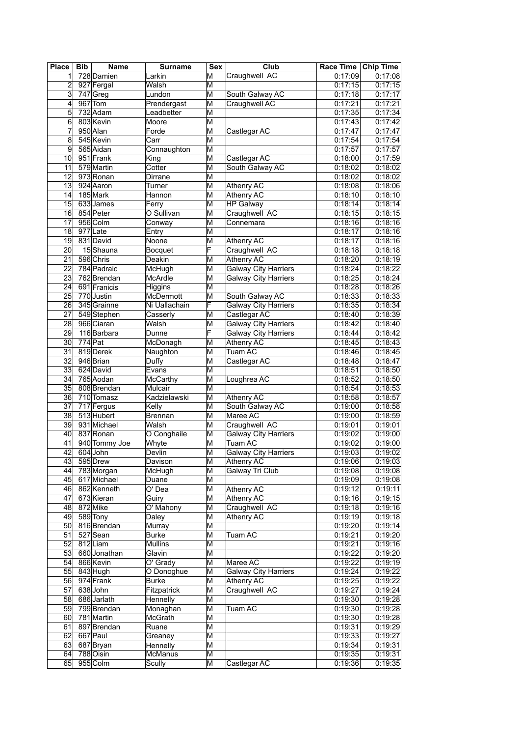| Place | Bib | Name | Surname | Sex | Club | Race Time | Chip Time |
|---|---|---|---|---|---|---|---|
| 1 | 728 | Damien | Larkin | M | Craughwell AC | 0:17:09 | 0:17:08 |
| 2 | 927 | Fergal | Walsh | M | | 0:17:15 | 0:17:15 |
| 3 | 747 | Greg | Lundon | M | South Galway AC | 0:17:18 | 0:17:17 |
| 4 | 967 | Tom | Prendergast | M | Craughwell AC | 0:17:21 | 0:17:21 |
| 5 | 732 | Adam | Leadbetter | M | | 0:17:35 | 0:17:34 |
| 6 | 803 | Kevin | Moore | M | | 0:17:43 | 0:17:42 |
| 7 | 950 | Alan | Forde | M | Castlegar AC | 0:17:47 | 0:17:47 |
| 8 | 545 | Kevin | Carr | M | | 0:17:54 | 0:17:54 |
| 9 | 565 | Aidan | Connaughton | M | | 0:17:57 | 0:17:57 |
| 10 | 951 | Frank | King | M | Castlegar AC | 0:18:00 | 0:17:59 |
| 11 | 579 | Martin | Cotter | M | South Galway AC | 0:18:02 | 0:18:02 |
| 12 | 973 | Ronan | Dirrane | M | | 0:18:02 | 0:18:02 |
| 13 | 924 | Aaron | Turner | M | Athenry AC | 0:18:08 | 0:18:06 |
| 14 | 185 | Mark | Hannon | M | Athenry AC | 0:18:10 | 0:18:10 |
| 15 | 633 | James | Ferry | M | HP Galway | 0:18:14 | 0:18:14 |
| 16 | 854 | Peter | O Sullivan | M | Craughwell AC | 0:18:15 | 0:18:15 |
| 17 | 956 | Colm | Conway | M | Connemara | 0:18:16 | 0:18:16 |
| 18 | 977 | Late | Entry | M | | 0:18:17 | 0:18:16 |
| 19 | 831 | David | Noone | M | Athenry AC | 0:18:17 | 0:18:16 |
| 20 | 15 | Shauna | Bocquet | F | Craughwell AC | 0:18:18 | 0:18:18 |
| 21 | 596 | Chris | Deakin | M | Athenry AC | 0:18:20 | 0:18:19 |
| 22 | 784 | Padraic | McHugh | M | Galway City Harriers | 0:18:24 | 0:18:22 |
| 23 | 762 | Brendan | McArdle | M | Galway City Harriers | 0:18:25 | 0:18:24 |
| 24 | 691 | Franicis | Higgins | M | | 0:18:28 | 0:18:26 |
| 25 | 770 | Justin | McDermott | M | South Galway AC | 0:18:33 | 0:18:33 |
| 26 | 345 | Grainne | Ni Uallachain | F | Galway City Harriers | 0:18:35 | 0:18:34 |
| 27 | 549 | Stephen | Casserly | M | Castlegar AC | 0:18:40 | 0:18:39 |
| 28 | 966 | Ciaran | Walsh | M | Galway City Harriers | 0:18:42 | 0:18:40 |
| 29 | 116 | Barbara | Dunne | F | Galway City Harriers | 0:18:44 | 0:18:42 |
| 30 | 774 | Pat | McDonagh | M | Athenry AC | 0:18:45 | 0:18:43 |
| 31 | 819 | Derek | Naughton | M | Tuam AC | 0:18:46 | 0:18:45 |
| 32 | 946 | Brian | Duffy | M | Castlegar AC | 0:18:48 | 0:18:47 |
| 33 | 624 | David | Evans | M | | 0:18:51 | 0:18:50 |
| 34 | 765 | Aodan | McCarthy | M | Loughrea AC | 0:18:52 | 0:18:50 |
| 35 | 808 | Brendan | Mulcair | M | | 0:18:54 | 0:18:53 |
| 36 | 710 | Tomasz | Kadzielawski | M | Athenry AC | 0:18:58 | 0:18:57 |
| 37 | 717 | Fergus | Kelly | M | South Galway AC | 0:19:00 | 0:18:58 |
| 38 | 513 | Hubert | Brennan | M | Maree AC | 0:19:00 | 0:18:59 |
| 39 | 931 | Michael | Walsh | M | Craughwell AC | 0:19:01 | 0:19:01 |
| 40 | 837 | Ronan | O Conghaile | M | Galway City Harriers | 0:19:02 | 0:19:00 |
| 41 | 940 | Tommy Joe | Whyte | M | Tuam AC | 0:19:02 | 0:19:00 |
| 42 | 604 | John | Devlin | M | Galway City Harriers | 0:19:03 | 0:19:02 |
| 43 | 595 | Drew | Davison | M | Athenry AC | 0:19:06 | 0:19:03 |
| 44 | 783 | Morgan | McHugh | M | Galway Tri Club | 0:19:08 | 0:19:08 |
| 45 | 617 | Michael | Duane | M | | 0:19:09 | 0:19:08 |
| 46 | 862 | Kenneth | O' Dea | M | Athenry AC | 0:19:12 | 0:19:11 |
| 47 | 673 | Kieran | Guiry | M | Athenry AC | 0:19:16 | 0:19:15 |
| 48 | 872 | Mike | O' Mahony | M | Craughwell AC | 0:19:18 | 0:19:16 |
| 49 | 589 | Tony | Daley | M | Athenry AC | 0:19:19 | 0:19:18 |
| 50 | 816 | Brendan | Murray | M | | 0:19:20 | 0:19:14 |
| 51 | 527 | Sean | Burke | M | Tuam AC | 0:19:21 | 0:19:20 |
| 52 | 812 | Liam | Mullins | M | | 0:19:21 | 0:19:16 |
| 53 | 660 | Jonathan | Glavin | M | | 0:19:22 | 0:19:20 |
| 54 | 866 | Kevin | O' Grady | M | Maree AC | 0:19:22 | 0:19:19 |
| 55 | 843 | Hugh | O Donoghue | M | Galway City Harriers | 0:19:24 | 0:19:22 |
| 56 | 974 | Frank | Burke | M | Athenry AC | 0:19:25 | 0:19:22 |
| 57 | 638 | John | Fitzpatrick | M | Craughwell AC | 0:19:27 | 0:19:24 |
| 58 | 686 | Jarlath | Hennelly | M | | 0:19:30 | 0:19:28 |
| 59 | 799 | Brendan | Monaghan | M | Tuam AC | 0:19:30 | 0:19:28 |
| 60 | 781 | Martin | McGrath | M | | 0:19:30 | 0:19:28 |
| 61 | 897 | Brendan | Ruane | M | | 0:19:31 | 0:19:29 |
| 62 | 667 | Paul | Greaney | M | | 0:19:33 | 0:19:27 |
| 63 | 687 | Bryan | Hennelly | M | | 0:19:34 | 0:19:31 |
| 64 | 788 | Oisin | McManus | M | | 0:19:35 | 0:19:31 |
| 65 | 955 | Colm | Scully | M | Castlegar AC | 0:19:36 | 0:19:35 |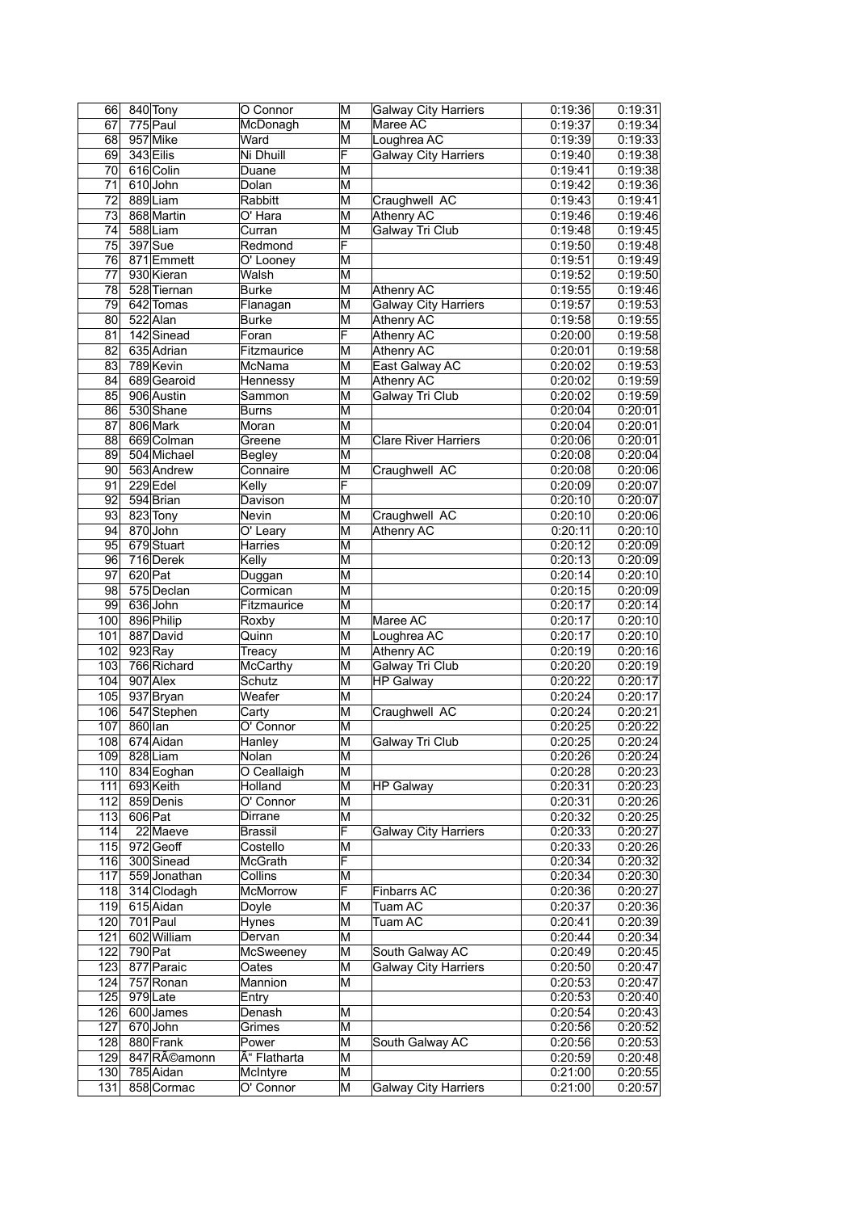| 66 | 840 | Tony | O Connor | M | Galway City Harriers | 0:19:36 | 0:19:31 |
|---|---|---|---|---|---|---|---|
| 67 | 775 | Paul | McDonagh | M | Maree AC | 0:19:37 | 0:19:34 |
| 68 | 957 | Mike | Ward | M | Loughrea AC | 0:19:39 | 0:19:33 |
| 69 | 343 | Eilis | Ni Dhuill | F | Galway City Harriers | 0:19:40 | 0:19:38 |
| 70 | 616 | Colin | Duane | M | | 0:19:41 | 0:19:38 |
| 71 | 610 | John | Dolan | M | | 0:19:42 | 0:19:36 |
| 72 | 889 | Liam | Rabbitt | M | Craughwell AC | 0:19:43 | 0:19:41 |
| 73 | 868 | Martin | O' Hara | M | Athenry AC | 0:19:46 | 0:19:46 |
| 74 | 588 | Liam | Curran | M | Galway Tri Club | 0:19:48 | 0:19:45 |
| 75 | 397 | Sue | Redmond | F | | 0:19:50 | 0:19:48 |
| 76 | 871 | Emmett | O' Looney | M | | 0:19:51 | 0:19:49 |
| 77 | 930 | Kieran | Walsh | M | | 0:19:52 | 0:19:50 |
| 78 | 528 | Tiernan | Burke | M | Athenry AC | 0:19:55 | 0:19:46 |
| 79 | 642 | Tomas | Flanagan | M | Galway City Harriers | 0:19:57 | 0:19:53 |
| 80 | 522 | Alan | Burke | M | Athenry AC | 0:19:58 | 0:19:55 |
| 81 | 142 | Sinead | Foran | F | Athenry AC | 0:20:00 | 0:19:58 |
| 82 | 635 | Adrian | Fitzmaurice | M | Athenry AC | 0:20:01 | 0:19:58 |
| 83 | 789 | Kevin | McNama | M | East Galway AC | 0:20:02 | 0:19:53 |
| 84 | 689 | Gearoid | Hennessy | M | Athenry AC | 0:20:02 | 0:19:59 |
| 85 | 906 | Austin | Sammon | M | Galway Tri Club | 0:20:02 | 0:19:59 |
| 86 | 530 | Shane | Burns | M | | 0:20:04 | 0:20:01 |
| 87 | 806 | Mark | Moran | M | | 0:20:04 | 0:20:01 |
| 88 | 669 | Colman | Greene | M | Clare River Harriers | 0:20:06 | 0:20:01 |
| 89 | 504 | Michael | Begley | M | | 0:20:08 | 0:20:04 |
| 90 | 563 | Andrew | Connaire | M | Craughwell AC | 0:20:08 | 0:20:06 |
| 91 | 229 | Edel | Kelly | F | | 0:20:09 | 0:20:07 |
| 92 | 594 | Brian | Davison | M | | 0:20:10 | 0:20:07 |
| 93 | 823 | Tony | Nevin | M | Craughwell AC | 0:20:10 | 0:20:06 |
| 94 | 870 | John | O' Leary | M | Athenry AC | 0:20:11 | 0:20:10 |
| 95 | 679 | Stuart | Harries | M | | 0:20:12 | 0:20:09 |
| 96 | 716 | Derek | Kelly | M | | 0:20:13 | 0:20:09 |
| 97 | 620 | Pat | Duggan | M | | 0:20:14 | 0:20:10 |
| 98 | 575 | Declan | Cormican | M | | 0:20:15 | 0:20:09 |
| 99 | 636 | John | Fitzmaurice | M | | 0:20:17 | 0:20:14 |
| 100 | 896 | Philip | Roxby | M | Maree AC | 0:20:17 | 0:20:10 |
| 101 | 887 | David | Quinn | M | Loughrea AC | 0:20:17 | 0:20:10 |
| 102 | 923 | Ray | Treacy | M | Athenry AC | 0:20:19 | 0:20:16 |
| 103 | 766 | Richard | McCarthy | M | Galway Tri Club | 0:20:20 | 0:20:19 |
| 104 | 907 | Alex | Schutz | M | HP Galway | 0:20:22 | 0:20:17 |
| 105 | 937 | Bryan | Weafer | M | | 0:20:24 | 0:20:17 |
| 106 | 547 | Stephen | Carty | M | Craughwell AC | 0:20:24 | 0:20:21 |
| 107 | 860 | Ian | O' Connor | M | | 0:20:25 | 0:20:22 |
| 108 | 674 | Aidan | Hanley | M | Galway Tri Club | 0:20:25 | 0:20:24 |
| 109 | 828 | Liam | Nolan | M | | 0:20:26 | 0:20:24 |
| 110 | 834 | Eoghan | O Ceallaigh | M | | 0:20:28 | 0:20:23 |
| 111 | 693 | Keith | Holland | M | HP Galway | 0:20:31 | 0:20:23 |
| 112 | 859 | Denis | O' Connor | M | | 0:20:31 | 0:20:26 |
| 113 | 606 | Pat | Dirrane | M | | 0:20:32 | 0:20:25 |
| 114 | 22 | Maeve | Brassil | F | Galway City Harriers | 0:20:33 | 0:20:27 |
| 115 | 972 | Geoff | Costello | M | | 0:20:33 | 0:20:26 |
| 116 | 300 | Sinead | McGrath | F | | 0:20:34 | 0:20:32 |
| 117 | 559 | Jonathan | Collins | M | | 0:20:34 | 0:20:30 |
| 118 | 314 | Clodagh | McMorrow | F | Finbarrs AC | 0:20:36 | 0:20:27 |
| 119 | 615 | Aidan | Doyle | M | Tuam AC | 0:20:37 | 0:20:36 |
| 120 | 701 | Paul | Hynes | M | Tuam AC | 0:20:41 | 0:20:39 |
| 121 | 602 | William | Dervan | M | | 0:20:44 | 0:20:34 |
| 122 | 790 | Pat | McSweeney | M | South Galway AC | 0:20:49 | 0:20:45 |
| 123 | 877 | Paraic | Oates | M | Galway City Harriers | 0:20:50 | 0:20:47 |
| 124 | 757 | Ronan | Mannion | M | | 0:20:53 | 0:20:47 |
| 125 | 979 | Late | Entry | | | 0:20:53 | 0:20:40 |
| 126 | 600 | James | Denash | M | | 0:20:54 | 0:20:43 |
| 127 | 670 | John | Grimes | M | | 0:20:56 | 0:20:52 |
| 128 | 880 | Frank | Power | M | South Galway AC | 0:20:56 | 0:20:53 |
| 129 | 847 | RÃ©amonn | Ã“ Flatharta | M | | 0:20:59 | 0:20:48 |
| 130 | 785 | Aidan | McIntyre | M | | 0:21:00 | 0:20:55 |
| 131 | 858 | Cormac | O' Connor | M | Galway City Harriers | 0:21:00 | 0:20:57 |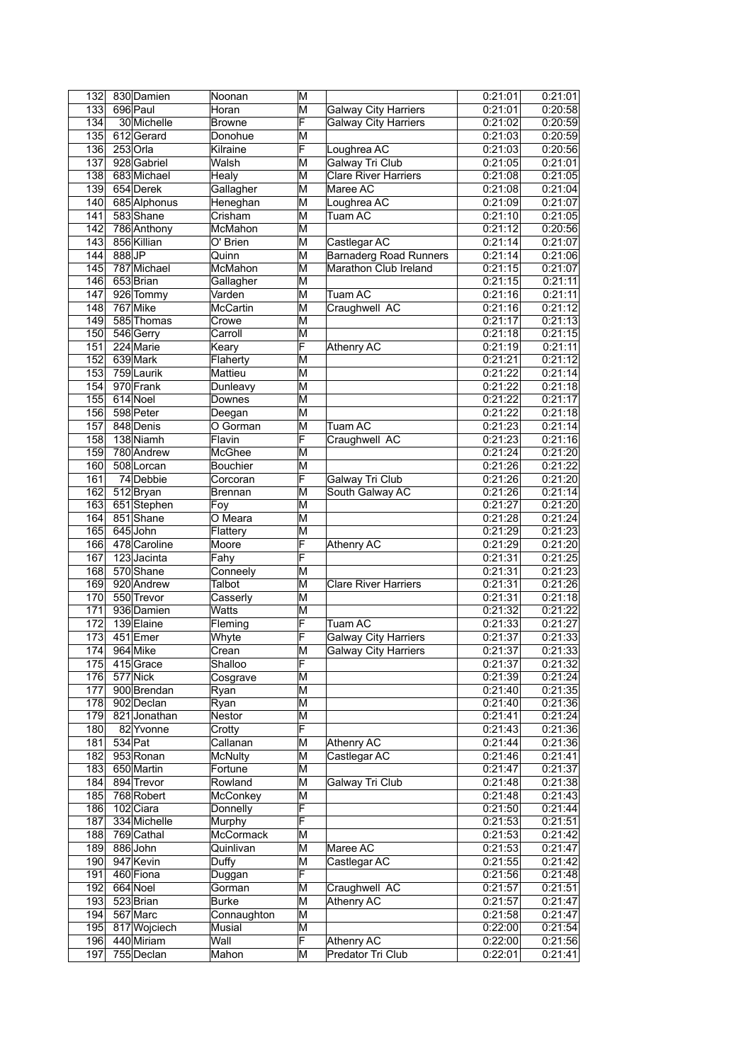| 132 | 830 | Damien | Noonan | M | | 0:21:01 | 0:21:01 |
|---|---|---|---|---|---|---|---|
| 133 | 696 | Paul | Horan | M | Galway City Harriers | 0:21:01 | 0:20:58 |
| 134 | 30 | Michelle | Browne | F | Galway City Harriers | 0:21:02 | 0:20:59 |
| 135 | 612 | Gerard | Donohue | M | | 0:21:03 | 0:20:59 |
| 136 | 253 | Orla | Kilraine | F | Loughrea AC | 0:21:03 | 0:20:56 |
| 137 | 928 | Gabriel | Walsh | M | Galway Tri Club | 0:21:05 | 0:21:01 |
| 138 | 683 | Michael | Healy | M | Clare River Harriers | 0:21:08 | 0:21:05 |
| 139 | 654 | Derek | Gallagher | M | Maree AC | 0:21:08 | 0:21:04 |
| 140 | 685 | Alphonus | Heneghan | M | Loughrea AC | 0:21:09 | 0:21:07 |
| 141 | 583 | Shane | Crisham | M | Tuam AC | 0:21:10 | 0:21:05 |
| 142 | 786 | Anthony | McMahon | M | | 0:21:12 | 0:20:56 |
| 143 | 856 | Killian | O' Brien | M | Castlegar AC | 0:21:14 | 0:21:07 |
| 144 | 888 | JP | Quinn | M | Barnaderg Road Runners | 0:21:14 | 0:21:06 |
| 145 | 787 | Michael | McMahon | M | Marathon Club Ireland | 0:21:15 | 0:21:07 |
| 146 | 653 | Brian | Gallagher | M | | 0:21:15 | 0:21:11 |
| 147 | 926 | Tommy | Varden | M | Tuam AC | 0:21:16 | 0:21:11 |
| 148 | 767 | Mike | McCartin | M | Craughwell AC | 0:21:16 | 0:21:12 |
| 149 | 585 | Thomas | Crowe | M | | 0:21:17 | 0:21:13 |
| 150 | 546 | Gerry | Carroll | M | | 0:21:18 | 0:21:15 |
| 151 | 224 | Marie | Keary | F | Athenry AC | 0:21:19 | 0:21:11 |
| 152 | 639 | Mark | Flaherty | M | | 0:21:21 | 0:21:12 |
| 153 | 759 | Laurik | Mattieu | M | | 0:21:22 | 0:21:14 |
| 154 | 970 | Frank | Dunleavy | M | | 0:21:22 | 0:21:18 |
| 155 | 614 | Noel | Downes | M | | 0:21:22 | 0:21:17 |
| 156 | 598 | Peter | Deegan | M | | 0:21:22 | 0:21:18 |
| 157 | 848 | Denis | O Gorman | M | Tuam AC | 0:21:23 | 0:21:14 |
| 158 | 138 | Niamh | Flavin | F | Craughwell AC | 0:21:23 | 0:21:16 |
| 159 | 780 | Andrew | McGhee | M | | 0:21:24 | 0:21:20 |
| 160 | 508 | Lorcan | Bouchier | M | | 0:21:26 | 0:21:22 |
| 161 | 74 | Debbie | Corcoran | F | Galway Tri Club | 0:21:26 | 0:21:20 |
| 162 | 512 | Bryan | Brennan | M | South Galway AC | 0:21:26 | 0:21:14 |
| 163 | 651 | Stephen | Foy | M | | 0:21:27 | 0:21:20 |
| 164 | 851 | Shane | O Meara | M | | 0:21:28 | 0:21:24 |
| 165 | 645 | John | Flattery | M | | 0:21:29 | 0:21:23 |
| 166 | 478 | Caroline | Moore | F | Athenry AC | 0:21:29 | 0:21:20 |
| 167 | 123 | Jacinta | Fahy | F | | 0:21:31 | 0:21:25 |
| 168 | 570 | Shane | Conneely | M | | 0:21:31 | 0:21:23 |
| 169 | 920 | Andrew | Talbot | M | Clare River Harriers | 0:21:31 | 0:21:26 |
| 170 | 550 | Trevor | Casserly | M | | 0:21:31 | 0:21:18 |
| 171 | 936 | Damien | Watts | M | | 0:21:32 | 0:21:22 |
| 172 | 139 | Elaine | Fleming | F | Tuam AC | 0:21:33 | 0:21:27 |
| 173 | 451 | Emer | Whyte | F | Galway City Harriers | 0:21:37 | 0:21:33 |
| 174 | 964 | Mike | Crean | M | Galway City Harriers | 0:21:37 | 0:21:33 |
| 175 | 415 | Grace | Shalloo | F | | 0:21:37 | 0:21:32 |
| 176 | 577 | Nick | Cosgrave | M | | 0:21:39 | 0:21:24 |
| 177 | 900 | Brendan | Ryan | M | | 0:21:40 | 0:21:35 |
| 178 | 902 | Declan | Ryan | M | | 0:21:40 | 0:21:36 |
| 179 | 821 | Jonathan | Nestor | M | | 0:21:41 | 0:21:24 |
| 180 | 82 | Yvonne | Crotty | F | | 0:21:43 | 0:21:36 |
| 181 | 534 | Pat | Callanan | M | Athenry AC | 0:21:44 | 0:21:36 |
| 182 | 953 | Ronan | McNulty | M | Castlegar AC | 0:21:46 | 0:21:41 |
| 183 | 650 | Martin | Fortune | M | | 0:21:47 | 0:21:37 |
| 184 | 894 | Trevor | Rowland | M | Galway Tri Club | 0:21:48 | 0:21:38 |
| 185 | 768 | Robert | McConkey | M | | 0:21:48 | 0:21:43 |
| 186 | 102 | Ciara | Donnelly | F | | 0:21:50 | 0:21:44 |
| 187 | 334 | Michelle | Murphy | F | | 0:21:53 | 0:21:51 |
| 188 | 769 | Cathal | McCormack | M | | 0:21:53 | 0:21:42 |
| 189 | 886 | John | Quinlivan | M | Maree AC | 0:21:53 | 0:21:47 |
| 190 | 947 | Kevin | Duffy | M | Castlegar AC | 0:21:55 | 0:21:42 |
| 191 | 460 | Fiona | Duggan | F | | 0:21:56 | 0:21:48 |
| 192 | 664 | Noel | Gorman | M | Craughwell AC | 0:21:57 | 0:21:51 |
| 193 | 523 | Brian | Burke | M | Athenry AC | 0:21:57 | 0:21:47 |
| 194 | 567 | Marc | Connaughton | M | | 0:21:58 | 0:21:47 |
| 195 | 817 | Wojciech | Musial | M | | 0:22:00 | 0:21:54 |
| 196 | 440 | Miriam | Wall | F | Athenry AC | 0:22:00 | 0:21:56 |
| 197 | 755 | Declan | Mahon | M | Predator Tri Club | 0:22:01 | 0:21:41 |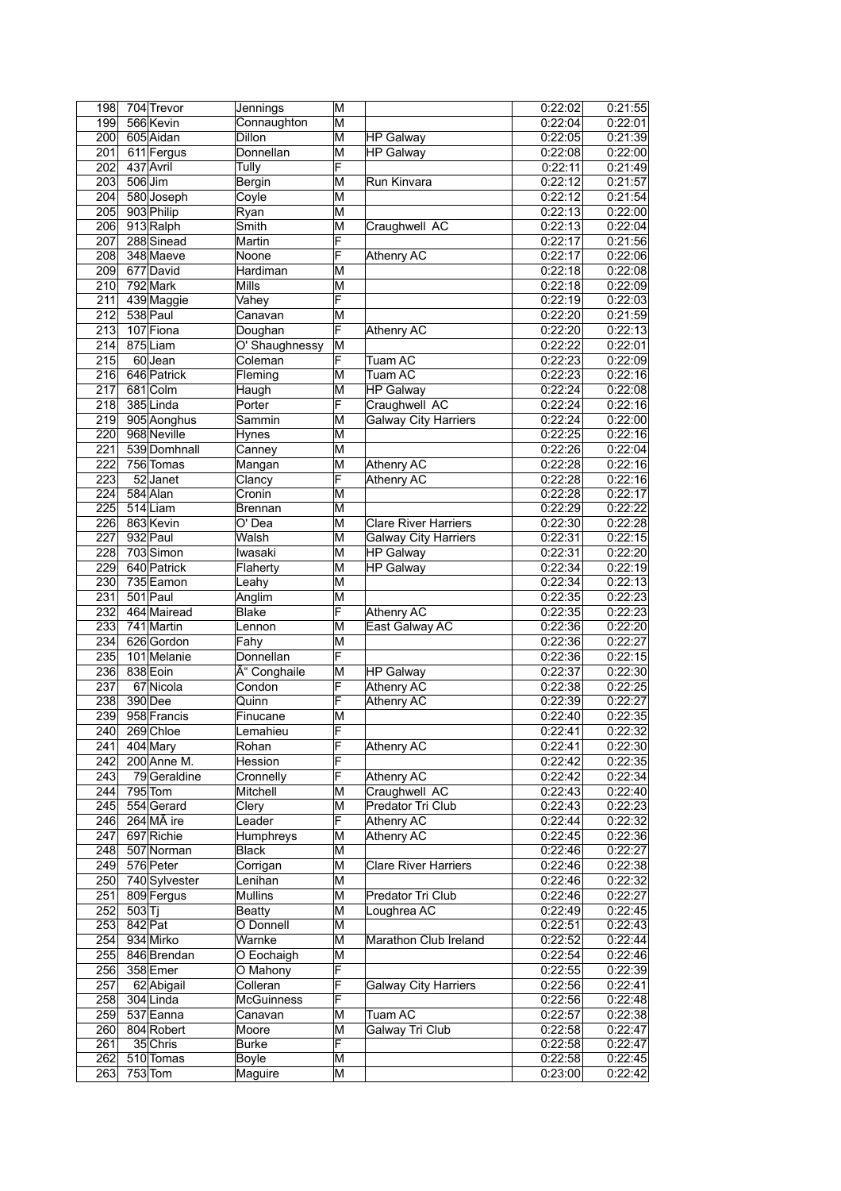| | | | | | | | |
|---|---|---|---|---|---|---|---|
| 198 | 704 | Trevor | Jennings | M | | 0:22:02 | 0:21:55 |
| 199 | 566 | Kevin | Connaughton | M | | 0:22:04 | 0:22:01 |
| 200 | 605 | Aidan | Dillon | M | HP Galway | 0:22:05 | 0:21:39 |
| 201 | 611 | Fergus | Donnellan | M | HP Galway | 0:22:08 | 0:22:00 |
| 202 | 437 | Avril | Tully | F | | 0:22:11 | 0:21:49 |
| 203 | 506 | Jim | Bergin | M | Run Kinvara | 0:22:12 | 0:21:57 |
| 204 | 580 | Joseph | Coyle | M | | 0:22:12 | 0:21:54 |
| 205 | 903 | Philip | Ryan | M | | 0:22:13 | 0:22:00 |
| 206 | 913 | Ralph | Smith | M | Craughwell AC | 0:22:13 | 0:22:04 |
| 207 | 288 | Sinead | Martin | F | | 0:22:17 | 0:21:56 |
| 208 | 348 | Maeve | Noone | F | Athenry AC | 0:22:17 | 0:22:06 |
| 209 | 677 | David | Hardiman | M | | 0:22:18 | 0:22:08 |
| 210 | 792 | Mark | Mills | M | | 0:22:18 | 0:22:09 |
| 211 | 439 | Maggie | Vahey | F | | 0:22:19 | 0:22:03 |
| 212 | 538 | Paul | Canavan | M | | 0:22:20 | 0:21:59 |
| 213 | 107 | Fiona | Doughan | F | Athenry AC | 0:22:20 | 0:22:13 |
| 214 | 875 | Liam | O' Shaughnessy | M | | 0:22:22 | 0:22:01 |
| 215 | 60 | Jean | Coleman | F | Tuam AC | 0:22:23 | 0:22:09 |
| 216 | 646 | Patrick | Fleming | M | Tuam AC | 0:22:23 | 0:22:16 |
| 217 | 681 | Colm | Haugh | M | HP Galway | 0:22:24 | 0:22:08 |
| 218 | 385 | Linda | Porter | F | Craughwell AC | 0:22:24 | 0:22:16 |
| 219 | 905 | Aonghus | Sammin | M | Galway City Harriers | 0:22:24 | 0:22:00 |
| 220 | 968 | Neville | Hynes | M | | 0:22:25 | 0:22:16 |
| 221 | 539 | Domhnall | Canney | M | | 0:22:26 | 0:22:04 |
| 222 | 756 | Tomas | Mangan | M | Athenry AC | 0:22:28 | 0:22:16 |
| 223 | 52 | Janet | Clancy | F | Athenry AC | 0:22:28 | 0:22:16 |
| 224 | 584 | Alan | Cronin | M | | 0:22:28 | 0:22:17 |
| 225 | 514 | Liam | Brennan | M | | 0:22:29 | 0:22:22 |
| 226 | 863 | Kevin | O' Dea | M | Clare River Harriers | 0:22:30 | 0:22:28 |
| 227 | 932 | Paul | Walsh | M | Galway City Harriers | 0:22:31 | 0:22:15 |
| 228 | 703 | Simon | Iwasaki | M | HP Galway | 0:22:31 | 0:22:20 |
| 229 | 640 | Patrick | Flaherty | M | HP Galway | 0:22:34 | 0:22:19 |
| 230 | 735 | Eamon | Leahy | M | | 0:22:34 | 0:22:13 |
| 231 | 501 | Paul | Anglim | M | | 0:22:35 | 0:22:23 |
| 232 | 464 | Mairead | Blake | F | Athenry AC | 0:22:35 | 0:22:23 |
| 233 | 741 | Martin | Lennon | M | East Galway AC | 0:22:36 | 0:22:20 |
| 234 | 626 | Gordon | Fahy | M | | 0:22:36 | 0:22:27 |
| 235 | 101 | Melanie | Donnellan | F | | 0:22:36 | 0:22:15 |
| 236 | 838 | Eoin | Ã" Conghaile | M | HP Galway | 0:22:37 | 0:22:30 |
| 237 | 67 | Nicola | Condon | F | Athenry AC | 0:22:38 | 0:22:25 |
| 238 | 390 | Dee | Quinn | F | Athenry AC | 0:22:39 | 0:22:27 |
| 239 | 958 | Francis | Finucane | M | | 0:22:40 | 0:22:35 |
| 240 | 269 | Chloe | Lemahieu | F | | 0:22:41 | 0:22:32 |
| 241 | 404 | Mary | Rohan | F | Athenry AC | 0:22:41 | 0:22:30 |
| 242 | 200 | Anne M. | Hession | F | | 0:22:42 | 0:22:35 |
| 243 | 79 | Geraldine | Cronnelly | F | Athenry AC | 0:22:42 | 0:22:34 |
| 244 | 795 | Tom | Mitchell | M | Craughwell AC | 0:22:43 | 0:22:40 |
| 245 | 554 | Gerard | Clery | M | Predator Tri Club | 0:22:43 | 0:22:23 |
| 246 | 264 | MÃ ire | Leader | F | Athenry AC | 0:22:44 | 0:22:32 |
| 247 | 697 | Richie | Humphreys | M | Athenry AC | 0:22:45 | 0:22:36 |
| 248 | 507 | Norman | Black | M | | 0:22:46 | 0:22:27 |
| 249 | 576 | Peter | Corrigan | M | Clare River Harriers | 0:22:46 | 0:22:38 |
| 250 | 740 | Sylvester | Lenihan | M | | 0:22:46 | 0:22:32 |
| 251 | 809 | Fergus | Mullins | M | Predator Tri Club | 0:22:46 | 0:22:27 |
| 252 | 503 | Tj | Beatty | M | Loughrea AC | 0:22:49 | 0:22:45 |
| 253 | 842 | Pat | O Donnell | M | | 0:22:51 | 0:22:43 |
| 254 | 934 | Mirko | Warnke | M | Marathon Club Ireland | 0:22:52 | 0:22:44 |
| 255 | 846 | Brendan | O Eochaigh | M | | 0:22:54 | 0:22:46 |
| 256 | 358 | Emer | O Mahony | F | | 0:22:55 | 0:22:39 |
| 257 | 62 | Abigail | Colleran | F | Galway City Harriers | 0:22:56 | 0:22:41 |
| 258 | 304 | Linda | McGuinness | F | | 0:22:56 | 0:22:48 |
| 259 | 537 | Eanna | Canavan | M | Tuam AC | 0:22:57 | 0:22:38 |
| 260 | 804 | Robert | Moore | M | Galway Tri Club | 0:22:58 | 0:22:47 |
| 261 | 35 | Chris | Burke | F | | 0:22:58 | 0:22:47 |
| 262 | 510 | Tomas | Boyle | M | | 0:22:58 | 0:22:45 |
| 263 | 753 | Tom | Maguire | M | | 0:23:00 | 0:22:42 |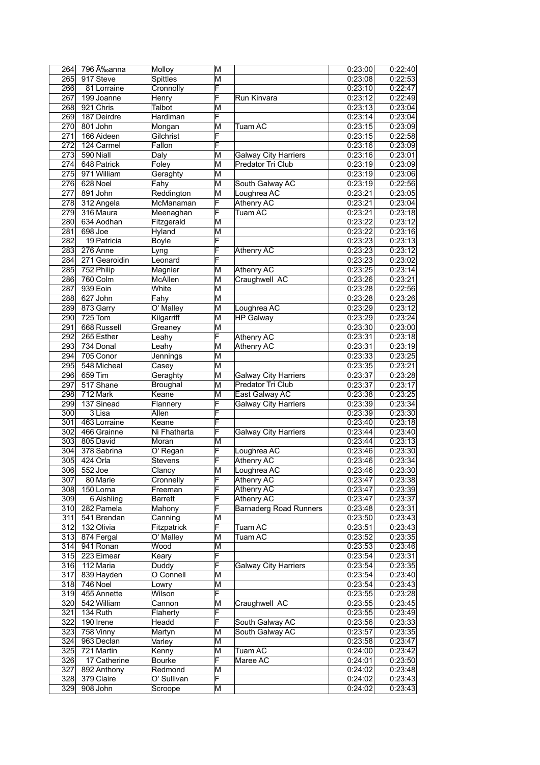| 264 | 796 | Ã‰anna | Molloy | M | | 0:23:00 | 0:22:40 |
|---|---|---|---|---|---|---|---|
| 265 | 917 | Steve | Spittles | M | | 0:23:08 | 0:22:53 |
| 266 | 81 | Lorraine | Cronnolly | F | | 0:23:10 | 0:22:47 |
| 267 | 199 | Joanne | Henry | F | Run Kinvara | 0:23:12 | 0:22:49 |
| 268 | 921 | Chris | Talbot | M | | 0:23:13 | 0:23:04 |
| 269 | 187 | Deirdre | Hardiman | F | | 0:23:14 | 0:23:04 |
| 270 | 801 | John | Mongan | M | Tuam AC | 0:23:15 | 0:23:09 |
| 271 | 166 | Aideen | Gilchrist | F | | 0:23:15 | 0:22:58 |
| 272 | 124 | Carmel | Fallon | F | | 0:23:16 | 0:23:09 |
| 273 | 590 | Niall | Daly | M | Galway City Harriers | 0:23:16 | 0:23:01 |
| 274 | 648 | Patrick | Foley | M | Predator Tri Club | 0:23:19 | 0:23:09 |
| 275 | 971 | William | Geraghty | M | | 0:23:19 | 0:23:06 |
| 276 | 628 | Noel | Fahy | M | South Galway AC | 0:23:19 | 0:22:56 |
| 277 | 891 | John | Reddington | M | Loughrea AC | 0:23:21 | 0:23:05 |
| 278 | 312 | Angela | McManaman | F | Athenry AC | 0:23:21 | 0:23:04 |
| 279 | 316 | Maura | Meenaghan | F | Tuam AC | 0:23:21 | 0:23:18 |
| 280 | 634 | Aodhan | Fitzgerald | M | | 0:23:22 | 0:23:12 |
| 281 | 698 | Joe | Hyland | M | | 0:23:22 | 0:23:16 |
| 282 | 19 | Patricia | Boyle | F | | 0:23:23 | 0:23:13 |
| 283 | 276 | Anne | Lyng | F | Athenry AC | 0:23:23 | 0:23:12 |
| 284 | 271 | Gearoidin | Leonard | F | | 0:23:23 | 0:23:02 |
| 285 | 752 | Philip | Magnier | M | Athenry AC | 0:23:25 | 0:23:14 |
| 286 | 760 | Colm | McAllen | M | Craughwell AC | 0:23:26 | 0:23:21 |
| 287 | 939 | Eoin | White | M | | 0:23:28 | 0:22:56 |
| 288 | 627 | John | Fahy | M | | 0:23:28 | 0:23:26 |
| 289 | 873 | Garry | O' Malley | M | Loughrea AC | 0:23:29 | 0:23:12 |
| 290 | 725 | Tom | Kilgarriff | M | HP Galway | 0:23:29 | 0:23:24 |
| 291 | 668 | Russell | Greaney | M | | 0:23:30 | 0:23:00 |
| 292 | 265 | Esther | Leahy | F | Athenry AC | 0:23:31 | 0:23:18 |
| 293 | 734 | Donal | Leahy | M | Athenry AC | 0:23:31 | 0:23:19 |
| 294 | 705 | Conor | Jennings | M | | 0:23:33 | 0:23:25 |
| 295 | 548 | Micheal | Casey | M | | 0:23:35 | 0:23:21 |
| 296 | 659 | Tim | Geraghty | M | Galway City Harriers | 0:23:37 | 0:23:28 |
| 297 | 517 | Shane | Broughal | M | Predator Tri Club | 0:23:37 | 0:23:17 |
| 298 | 712 | Mark | Keane | M | East Galway AC | 0:23:38 | 0:23:25 |
| 299 | 137 | Sinead | Flannery | F | Galway City Harriers | 0:23:39 | 0:23:34 |
| 300 | 3 | Lisa | Allen | F | | 0:23:39 | 0:23:30 |
| 301 | 463 | Lorraine | Keane | F | | 0:23:40 | 0:23:18 |
| 302 | 466 | Grainne | Ni Fhatharta | F | Galway City Harriers | 0:23:44 | 0:23:40 |
| 303 | 805 | David | Moran | M | | 0:23:44 | 0:23:13 |
| 304 | 378 | Sabrina | O' Regan | F | Loughrea AC | 0:23:46 | 0:23:30 |
| 305 | 424 | Orla | Stevens | F | Athenry AC | 0:23:46 | 0:23:34 |
| 306 | 552 | Joe | Clancy | M | Loughrea AC | 0:23:46 | 0:23:30 |
| 307 | 80 | Marie | Cronnelly | F | Athenry AC | 0:23:47 | 0:23:38 |
| 308 | 150 | Lorna | Freeman | F | Athenry AC | 0:23:47 | 0:23:39 |
| 309 | 6 | Aishling | Barrett | F | Athenry AC | 0:23:47 | 0:23:37 |
| 310 | 282 | Pamela | Mahony | F | Barnaderg Road Runners | 0:23:48 | 0:23:31 |
| 311 | 541 | Brendan | Canning | M | | 0:23:50 | 0:23:43 |
| 312 | 132 | Olivia | Fitzpatrick | F | Tuam AC | 0:23:51 | 0:23:43 |
| 313 | 874 | Fergal | O' Malley | M | Tuam AC | 0:23:52 | 0:23:35 |
| 314 | 941 | Ronan | Wood | M | | 0:23:53 | 0:23:46 |
| 315 | 223 | Eimear | Keary | F | | 0:23:54 | 0:23:31 |
| 316 | 112 | Maria | Duddy | F | Galway City Harriers | 0:23:54 | 0:23:35 |
| 317 | 839 | Hayden | O Connell | M | | 0:23:54 | 0:23:40 |
| 318 | 746 | Noel | Lowry | M | | 0:23:54 | 0:23:43 |
| 319 | 455 | Annette | Wilson | F | | 0:23:55 | 0:23:28 |
| 320 | 542 | William | Cannon | M | Craughwell AC | 0:23:55 | 0:23:45 |
| 321 | 134 | Ruth | Flaherty | F | | 0:23:55 | 0:23:49 |
| 322 | 190 | Irene | Headd | F | South Galway AC | 0:23:56 | 0:23:33 |
| 323 | 758 | Vinny | Martyn | M | South Galway AC | 0:23:57 | 0:23:35 |
| 324 | 963 | Declan | Varley | M | | 0:23:58 | 0:23:47 |
| 325 | 721 | Martin | Kenny | M | Tuam AC | 0:24:00 | 0:23:42 |
| 326 | 17 | Catherine | Bourke | F | Maree AC | 0:24:01 | 0:23:50 |
| 327 | 892 | Anthony | Redmond | M | | 0:24:02 | 0:23:48 |
| 328 | 379 | Claire | O' Sullivan | F | | 0:24:02 | 0:23:43 |
| 329 | 908 | John | Scroope | M | | 0:24:02 | 0:23:43 |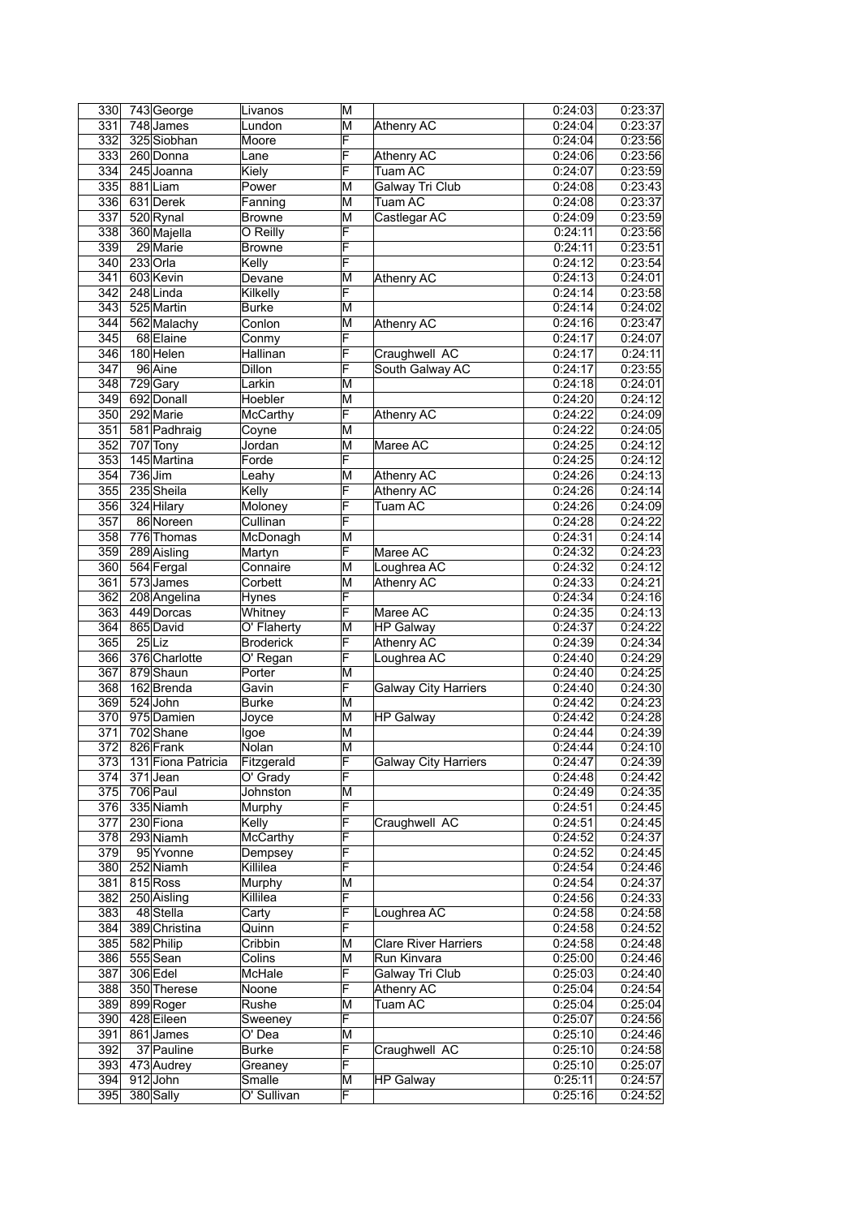| 330 | 743 | George | Livanos | M | | 0:24:03 | 0:23:37 |
|---|---|---|---|---|---|---|---|
| 331 | 748 | James | Lundon | M | Athenry AC | 0:24:04 | 0:23:37 |
| 332 | 325 | Siobhan | Moore | F | | 0:24:04 | 0:23:56 |
| 333 | 260 | Donna | Lane | F | Athenry AC | 0:24:06 | 0:23:56 |
| 334 | 245 | Joanna | Kiely | F | Tuam AC | 0:24:07 | 0:23:59 |
| 335 | 881 | Liam | Power | M | Galway Tri Club | 0:24:08 | 0:23:43 |
| 336 | 631 | Derek | Fanning | M | Tuam AC | 0:24:08 | 0:23:37 |
| 337 | 520 | Rynal | Browne | M | Castlegar AC | 0:24:09 | 0:23:59 |
| 338 | 360 | Majella | O Reilly | F | | 0:24:11 | 0:23:56 |
| 339 | 29 | Marie | Browne | F | | 0:24:11 | 0:23:51 |
| 340 | 233 | Orla | Kelly | F | | 0:24:12 | 0:23:54 |
| 341 | 603 | Kevin | Devane | M | Athenry AC | 0:24:13 | 0:24:01 |
| 342 | 248 | Linda | Kilkelly | F | | 0:24:14 | 0:23:58 |
| 343 | 525 | Martin | Burke | M | | 0:24:14 | 0:24:02 |
| 344 | 562 | Malachy | Conlon | M | Athenry AC | 0:24:16 | 0:23:47 |
| 345 | 68 | Elaine | Conmy | F | | 0:24:17 | 0:24:07 |
| 346 | 180 | Helen | Hallinan | F | Craughwell AC | 0:24:17 | 0:24:11 |
| 347 | 96 | Aine | Dillon | F | South Galway AC | 0:24:17 | 0:23:55 |
| 348 | 729 | Gary | Larkin | M | | 0:24:18 | 0:24:01 |
| 349 | 692 | Donall | Hoebler | M | | 0:24:20 | 0:24:12 |
| 350 | 292 | Marie | McCarthy | F | Athenry AC | 0:24:22 | 0:24:09 |
| 351 | 581 | Padhraig | Coyne | M | | 0:24:22 | 0:24:05 |
| 352 | 707 | Tony | Jordan | M | Maree AC | 0:24:25 | 0:24:12 |
| 353 | 145 | Martina | Forde | F | | 0:24:25 | 0:24:12 |
| 354 | 736 | Jim | Leahy | M | Athenry AC | 0:24:26 | 0:24:13 |
| 355 | 235 | Sheila | Kelly | F | Athenry AC | 0:24:26 | 0:24:14 |
| 356 | 324 | Hilary | Moloney | F | Tuam AC | 0:24:26 | 0:24:09 |
| 357 | 86 | Noreen | Cullinan | F | | 0:24:28 | 0:24:22 |
| 358 | 776 | Thomas | McDonagh | M | | 0:24:31 | 0:24:14 |
| 359 | 289 | Aisling | Martyn | F | Maree AC | 0:24:32 | 0:24:23 |
| 360 | 564 | Fergal | Connaire | M | Loughrea AC | 0:24:32 | 0:24:12 |
| 361 | 573 | James | Corbett | M | Athenry AC | 0:24:33 | 0:24:21 |
| 362 | 208 | Angelina | Hynes | F | | 0:24:34 | 0:24:16 |
| 363 | 449 | Dorcas | Whitney | F | Maree AC | 0:24:35 | 0:24:13 |
| 364 | 865 | David | O' Flaherty | M | HP Galway | 0:24:37 | 0:24:22 |
| 365 | 25 | Liz | Broderick | F | Athenry AC | 0:24:39 | 0:24:34 |
| 366 | 376 | Charlotte | O' Regan | F | Loughrea AC | 0:24:40 | 0:24:29 |
| 367 | 879 | Shaun | Porter | M | | 0:24:40 | 0:24:25 |
| 368 | 162 | Brenda | Gavin | F | Galway City Harriers | 0:24:40 | 0:24:30 |
| 369 | 524 | John | Burke | M | | 0:24:42 | 0:24:23 |
| 370 | 975 | Damien | Joyce | M | HP Galway | 0:24:42 | 0:24:28 |
| 371 | 702 | Shane | Igoe | M | | 0:24:44 | 0:24:39 |
| 372 | 826 | Frank | Nolan | M | | 0:24:44 | 0:24:10 |
| 373 | 131 | Fiona Patricia | Fitzgerald | F | Galway City Harriers | 0:24:47 | 0:24:39 |
| 374 | 371 | Jean | O' Grady | F | | 0:24:48 | 0:24:42 |
| 375 | 706 | Paul | Johnston | M | | 0:24:49 | 0:24:35 |
| 376 | 335 | Niamh | Murphy | F | | 0:24:51 | 0:24:45 |
| 377 | 230 | Fiona | Kelly | F | Craughwell AC | 0:24:51 | 0:24:45 |
| 378 | 293 | Niamh | McCarthy | F | | 0:24:52 | 0:24:37 |
| 379 | 95 | Yvonne | Dempsey | F | | 0:24:52 | 0:24:45 |
| 380 | 252 | Niamh | Killilea | F | | 0:24:54 | 0:24:46 |
| 381 | 815 | Ross | Murphy | M | | 0:24:54 | 0:24:37 |
| 382 | 250 | Aisling | Killilea | F | | 0:24:56 | 0:24:33 |
| 383 | 48 | Stella | Carty | F | Loughrea AC | 0:24:58 | 0:24:58 |
| 384 | 389 | Christina | Quinn | F | | 0:24:58 | 0:24:52 |
| 385 | 582 | Philip | Cribbin | M | Clare River Harriers | 0:24:58 | 0:24:48 |
| 386 | 555 | Sean | Colins | M | Run Kinvara | 0:25:00 | 0:24:46 |
| 387 | 306 | Edel | McHale | F | Galway Tri Club | 0:25:03 | 0:24:40 |
| 388 | 350 | Therese | Noone | F | Athenry AC | 0:25:04 | 0:24:54 |
| 389 | 899 | Roger | Rushe | M | Tuam AC | 0:25:04 | 0:25:04 |
| 390 | 428 | Eileen | Sweeney | F | | 0:25:07 | 0:24:56 |
| 391 | 861 | James | O' Dea | M | | 0:25:10 | 0:24:46 |
| 392 | 37 | Pauline | Burke | F | Craughwell AC | 0:25:10 | 0:24:58 |
| 393 | 473 | Audrey | Greaney | F | | 0:25:10 | 0:25:07 |
| 394 | 912 | John | Smalle | M | HP Galway | 0:25:11 | 0:24:57 |
| 395 | 380 | Sally | O' Sullivan | F | | 0:25:16 | 0:24:52 |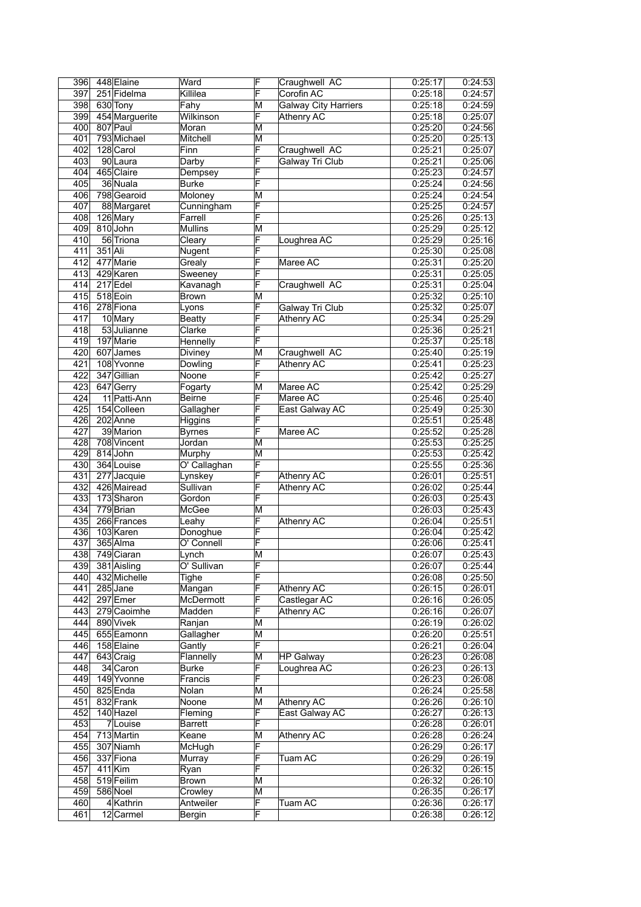| 396 | 448 | Elaine | Ward | F | Craughwell AC | 0:25:17 | 0:24:53 |
|---|---|---|---|---|---|---|---|
| 397 | 251 | Fidelma | Killilea | F | Corofin AC | 0:25:18 | 0:24:57 |
| 398 | 630 | Tony | Fahy | M | Galway City Harriers | 0:25:18 | 0:24:59 |
| 399 | 454 | Marguerite | Wilkinson | F | Athenry AC | 0:25:18 | 0:25:07 |
| 400 | 807 | Paul | Moran | M | | 0:25:20 | 0:24:56 |
| 401 | 793 | Michael | Mitchell | M | | 0:25:20 | 0:25:13 |
| 402 | 128 | Carol | Finn | F | Craughwell AC | 0:25:21 | 0:25:07 |
| 403 | 90 | Laura | Darby | F | Galway Tri Club | 0:25:21 | 0:25:06 |
| 404 | 465 | Claire | Dempsey | F | | 0:25:23 | 0:24:57 |
| 405 | 36 | Nuala | Burke | F | | 0:25:24 | 0:24:56 |
| 406 | 798 | Gearoid | Moloney | M | | 0:25:24 | 0:24:54 |
| 407 | 88 | Margaret | Cunningham | F | | 0:25:25 | 0:24:57 |
| 408 | 126 | Mary | Farrell | F | | 0:25:26 | 0:25:13 |
| 409 | 810 | John | Mullins | M | | 0:25:29 | 0:25:12 |
| 410 | 56 | Triona | Cleary | F | Loughrea AC | 0:25:29 | 0:25:16 |
| 411 | 351 | Ali | Nugent | F | | 0:25:30 | 0:25:08 |
| 412 | 477 | Marie | Grealy | F | Maree AC | 0:25:31 | 0:25:20 |
| 413 | 429 | Karen | Sweeney | F | | 0:25:31 | 0:25:05 |
| 414 | 217 | Edel | Kavanagh | F | Craughwell AC | 0:25:31 | 0:25:04 |
| 415 | 518 | Eoin | Brown | M | | 0:25:32 | 0:25:10 |
| 416 | 278 | Fiona | Lyons | F | Galway Tri Club | 0:25:32 | 0:25:07 |
| 417 | 10 | Mary | Beatty | F | Athenry AC | 0:25:34 | 0:25:29 |
| 418 | 53 | Julianne | Clarke | F | | 0:25:36 | 0:25:21 |
| 419 | 197 | Marie | Hennelly | F | | 0:25:37 | 0:25:18 |
| 420 | 607 | James | Diviney | M | Craughwell AC | 0:25:40 | 0:25:19 |
| 421 | 108 | Yvonne | Dowling | F | Athenry AC | 0:25:41 | 0:25:23 |
| 422 | 347 | Gillian | Noone | F | | 0:25:42 | 0:25:27 |
| 423 | 647 | Gerry | Fogarty | M | Maree AC | 0:25:42 | 0:25:29 |
| 424 | 11 | Patti-Ann | Beirne | F | Maree AC | 0:25:46 | 0:25:40 |
| 425 | 154 | Colleen | Gallagher | F | East Galway AC | 0:25:49 | 0:25:30 |
| 426 | 202 | Anne | Higgins | F | | 0:25:51 | 0:25:48 |
| 427 | 39 | Marion | Byrnes | F | Maree AC | 0:25:52 | 0:25:28 |
| 428 | 708 | Vincent | Jordan | M | | 0:25:53 | 0:25:25 |
| 429 | 814 | John | Murphy | M | | 0:25:53 | 0:25:42 |
| 430 | 364 | Louise | O' Callaghan | F | | 0:25:55 | 0:25:36 |
| 431 | 277 | Jacquie | Lynskey | F | Athenry AC | 0:26:01 | 0:25:51 |
| 432 | 426 | Mairead | Sullivan | F | Athenry AC | 0:26:02 | 0:25:44 |
| 433 | 173 | Sharon | Gordon | F | | 0:26:03 | 0:25:43 |
| 434 | 779 | Brian | McGee | M | | 0:26:03 | 0:25:43 |
| 435 | 266 | Frances | Leahy | F | Athenry AC | 0:26:04 | 0:25:51 |
| 436 | 103 | Karen | Donoghue | F | | 0:26:04 | 0:25:42 |
| 437 | 365 | Alma | O' Connell | F | | 0:26:06 | 0:25:41 |
| 438 | 749 | Ciaran | Lynch | M | | 0:26:07 | 0:25:43 |
| 439 | 381 | Aisling | O' Sullivan | F | | 0:26:07 | 0:25:44 |
| 440 | 432 | Michelle | Tighe | F | | 0:26:08 | 0:25:50 |
| 441 | 285 | Jane | Mangan | F | Athenry AC | 0:26:15 | 0:26:01 |
| 442 | 297 | Emer | McDermott | F | Castlegar AC | 0:26:16 | 0:26:05 |
| 443 | 279 | Caoimhe | Madden | F | Athenry AC | 0:26:16 | 0:26:07 |
| 444 | 890 | Vivek | Ranjan | M | | 0:26:19 | 0:26:02 |
| 445 | 655 | Eamonn | Gallagher | M | | 0:26:20 | 0:25:51 |
| 446 | 158 | Elaine | Gantly | F | | 0:26:21 | 0:26:04 |
| 447 | 643 | Craig | Flannelly | M | HP Galway | 0:26:23 | 0:26:08 |
| 448 | 34 | Caron | Burke | F | Loughrea AC | 0:26:23 | 0:26:13 |
| 449 | 149 | Yvonne | Francis | F | | 0:26:23 | 0:26:08 |
| 450 | 825 | Enda | Nolan | M | | 0:26:24 | 0:25:58 |
| 451 | 832 | Frank | Noone | M | Athenry AC | 0:26:26 | 0:26:10 |
| 452 | 140 | Hazel | Fleming | F | East Galway AC | 0:26:27 | 0:26:13 |
| 453 | 7 | Louise | Barrett | F | | 0:26:28 | 0:26:01 |
| 454 | 713 | Martin | Keane | M | Athenry AC | 0:26:28 | 0:26:24 |
| 455 | 307 | Niamh | McHugh | F | | 0:26:29 | 0:26:17 |
| 456 | 337 | Fiona | Murray | F | Tuam AC | 0:26:29 | 0:26:19 |
| 457 | 411 | Kim | Ryan | F | | 0:26:32 | 0:26:15 |
| 458 | 519 | Feilim | Brown | M | | 0:26:32 | 0:26:10 |
| 459 | 586 | Noel | Crowley | M | | 0:26:35 | 0:26:17 |
| 460 | 4 | Kathrin | Antweiler | F | Tuam AC | 0:26:36 | 0:26:17 |
| 461 | 12 | Carmel | Bergin | F | | 0:26:38 | 0:26:12 |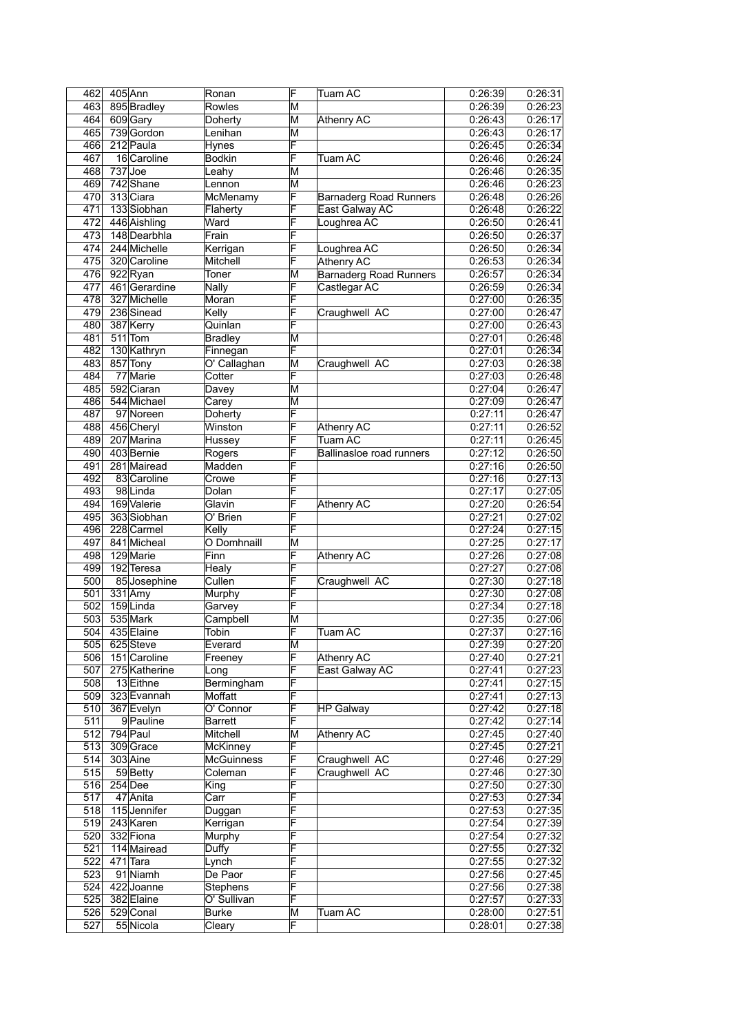| 462 | 405 | Ann | Ronan | F | Tuam AC | 0:26:39 | 0:26:31 |
|---|---|---|---|---|---|---|---|
| 463 | 895 | Bradley | Rowles | M | | 0:26:39 | 0:26:23 |
| 464 | 609 | Gary | Doherty | M | Athenry AC | 0:26:43 | 0:26:17 |
| 465 | 739 | Gordon | Lenihan | M | | 0:26:43 | 0:26:17 |
| 466 | 212 | Paula | Hynes | F | | 0:26:45 | 0:26:34 |
| 467 | 16 | Caroline | Bodkin | F | Tuam AC | 0:26:46 | 0:26:24 |
| 468 | 737 | Joe | Leahy | M | | 0:26:46 | 0:26:35 |
| 469 | 742 | Shane | Lennon | M | | 0:26:46 | 0:26:23 |
| 470 | 313 | Ciara | McMenamy | F | Barnaderg Road Runners | 0:26:48 | 0:26:26 |
| 471 | 133 | Siobhan | Flaherty | F | East Galway AC | 0:26:48 | 0:26:22 |
| 472 | 446 | Aishling | Ward | F | Loughrea AC | 0:26:50 | 0:26:41 |
| 473 | 148 | Dearbhla | Frain | F | | 0:26:50 | 0:26:37 |
| 474 | 244 | Michelle | Kerrigan | F | Loughrea AC | 0:26:50 | 0:26:34 |
| 475 | 320 | Caroline | Mitchell | F | Athenry AC | 0:26:53 | 0:26:34 |
| 476 | 922 | Ryan | Toner | M | Barnaderg Road Runners | 0:26:57 | 0:26:34 |
| 477 | 461 | Gerardine | Nally | F | Castlegar AC | 0:26:59 | 0:26:34 |
| 478 | 327 | Michelle | Moran | F | | 0:27:00 | 0:26:35 |
| 479 | 236 | Sinead | Kelly | F | Craughwell AC | 0:27:00 | 0:26:47 |
| 480 | 387 | Kerry | Quinlan | F | | 0:27:00 | 0:26:43 |
| 481 | 511 | Tom | Bradley | M | | 0:27:01 | 0:26:48 |
| 482 | 130 | Kathryn | Finnegan | F | | 0:27:01 | 0:26:34 |
| 483 | 857 | Tony | O' Callaghan | M | Craughwell AC | 0:27:03 | 0:26:38 |
| 484 | 77 | Marie | Cotter | F | | 0:27:03 | 0:26:48 |
| 485 | 592 | Ciaran | Davey | M | | 0:27:04 | 0:26:47 |
| 486 | 544 | Michael | Carey | M | | 0:27:09 | 0:26:47 |
| 487 | 97 | Noreen | Doherty | F | | 0:27:11 | 0:26:47 |
| 488 | 456 | Cheryl | Winston | F | Athenry AC | 0:27:11 | 0:26:52 |
| 489 | 207 | Marina | Hussey | F | Tuam AC | 0:27:11 | 0:26:45 |
| 490 | 403 | Bernie | Rogers | F | Ballinasloe road runners | 0:27:12 | 0:26:50 |
| 491 | 281 | Mairead | Madden | F | | 0:27:16 | 0:26:50 |
| 492 | 83 | Caroline | Crowe | F | | 0:27:16 | 0:27:13 |
| 493 | 98 | Linda | Dolan | F | | 0:27:17 | 0:27:05 |
| 494 | 169 | Valerie | Glavin | F | Athenry AC | 0:27:20 | 0:26:54 |
| 495 | 363 | Siobhan | O' Brien | F | | 0:27:21 | 0:27:02 |
| 496 | 228 | Carmel | Kelly | F | | 0:27:24 | 0:27:15 |
| 497 | 841 | Micheal | O Domhnaill | M | | 0:27:25 | 0:27:17 |
| 498 | 129 | Marie | Finn | F | Athenry AC | 0:27:26 | 0:27:08 |
| 499 | 192 | Teresa | Healy | F | | 0:27:27 | 0:27:08 |
| 500 | 85 | Josephine | Cullen | F | Craughwell AC | 0:27:30 | 0:27:18 |
| 501 | 331 | Amy | Murphy | F | | 0:27:30 | 0:27:08 |
| 502 | 159 | Linda | Garvey | F | | 0:27:34 | 0:27:18 |
| 503 | 535 | Mark | Campbell | M | | 0:27:35 | 0:27:06 |
| 504 | 435 | Elaine | Tobin | F | Tuam AC | 0:27:37 | 0:27:16 |
| 505 | 625 | Steve | Everard | M | | 0:27:39 | 0:27:20 |
| 506 | 151 | Caroline | Freeney | F | Athenry AC | 0:27:40 | 0:27:21 |
| 507 | 275 | Katherine | Long | F | East Galway AC | 0:27:41 | 0:27:23 |
| 508 | 13 | Eithne | Bermingham | F | | 0:27:41 | 0:27:15 |
| 509 | 323 | Evannah | Moffatt | F | | 0:27:41 | 0:27:13 |
| 510 | 367 | Evelyn | O' Connor | F | HP Galway | 0:27:42 | 0:27:18 |
| 511 | 9 | Pauline | Barrett | F | | 0:27:42 | 0:27:14 |
| 512 | 794 | Paul | Mitchell | M | Athenry AC | 0:27:45 | 0:27:40 |
| 513 | 309 | Grace | McKinney | F | | 0:27:45 | 0:27:21 |
| 514 | 303 | Aine | McGuinness | F | Craughwell AC | 0:27:46 | 0:27:29 |
| 515 | 59 | Betty | Coleman | F | Craughwell AC | 0:27:46 | 0:27:30 |
| 516 | 254 | Dee | King | F | | 0:27:50 | 0:27:30 |
| 517 | 47 | Anita | Carr | F | | 0:27:53 | 0:27:34 |
| 518 | 115 | Jennifer | Duggan | F | | 0:27:53 | 0:27:35 |
| 519 | 243 | Karen | Kerrigan | F | | 0:27:54 | 0:27:39 |
| 520 | 332 | Fiona | Murphy | F | | 0:27:54 | 0:27:32 |
| 521 | 114 | Mairead | Duffy | F | | 0:27:55 | 0:27:32 |
| 522 | 471 | Tara | Lynch | F | | 0:27:55 | 0:27:32 |
| 523 | 91 | Niamh | De Paor | F | | 0:27:56 | 0:27:45 |
| 524 | 422 | Joanne | Stephens | F | | 0:27:56 | 0:27:38 |
| 525 | 382 | Elaine | O' Sullivan | F | | 0:27:57 | 0:27:33 |
| 526 | 529 | Conal | Burke | M | Tuam AC | 0:28:00 | 0:27:51 |
| 527 | 55 | Nicola | Cleary | F | | 0:28:01 | 0:27:38 |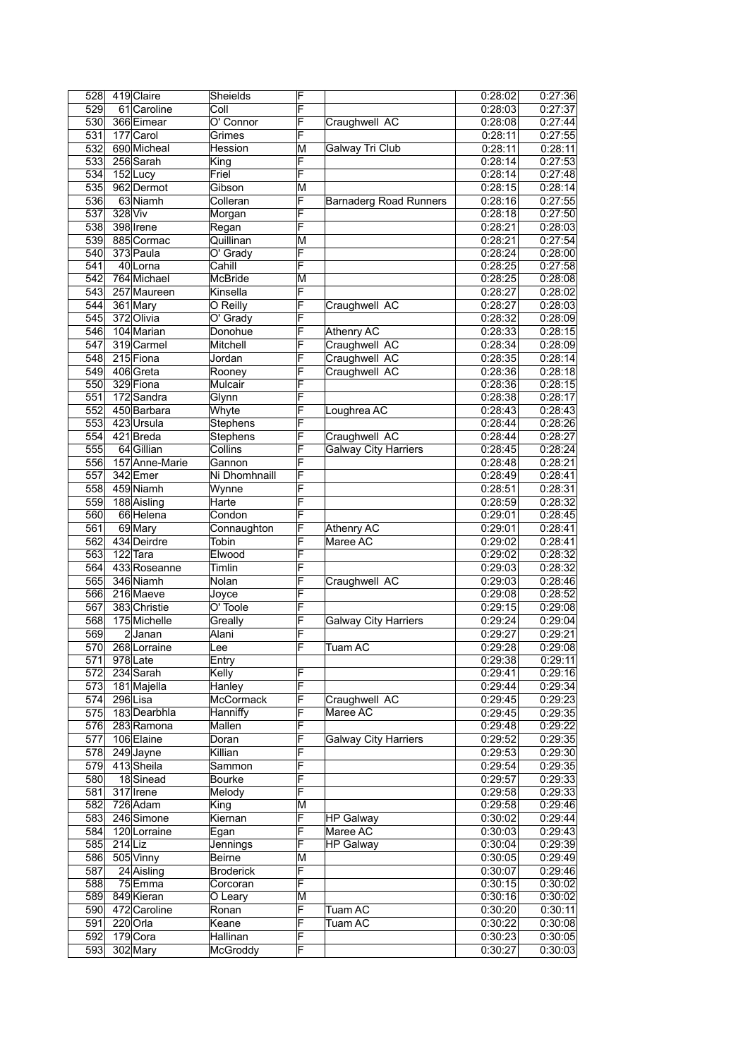| | | | | | | | |
|---|---|---|---|---|---|---|---|
| 528 | 419 | Claire | Sheields | F | | 0:28:02 | 0:27:36 |
| 529 | 61 | Caroline | Coll | F | | 0:28:03 | 0:27:37 |
| 530 | 366 | Eimear | O' Connor | F | Craughwell AC | 0:28:08 | 0:27:44 |
| 531 | 177 | Carol | Grimes | F | | 0:28:11 | 0:27:55 |
| 532 | 690 | Micheal | Hession | M | Galway Tri Club | 0:28:11 | 0:28:11 |
| 533 | 256 | Sarah | King | F | | 0:28:14 | 0:27:53 |
| 534 | 152 | Lucy | Friel | F | | 0:28:14 | 0:27:48 |
| 535 | 962 | Dermot | Gibson | M | | 0:28:15 | 0:28:14 |
| 536 | 63 | Niamh | Colleran | F | Barnaderg Road Runners | 0:28:16 | 0:27:55 |
| 537 | 328 | Viv | Morgan | F | | 0:28:18 | 0:27:50 |
| 538 | 398 | Irene | Regan | F | | 0:28:21 | 0:28:03 |
| 539 | 885 | Cormac | Quillinan | M | | 0:28:21 | 0:27:54 |
| 540 | 373 | Paula | O' Grady | F | | 0:28:24 | 0:28:00 |
| 541 | 40 | Lorna | Cahill | F | | 0:28:25 | 0:27:58 |
| 542 | 764 | Michael | McBride | M | | 0:28:25 | 0:28:08 |
| 543 | 257 | Maureen | Kinsella | F | | 0:28:27 | 0:28:02 |
| 544 | 361 | Mary | O Reilly | F | Craughwell AC | 0:28:27 | 0:28:03 |
| 545 | 372 | Olivia | O' Grady | F | | 0:28:32 | 0:28:09 |
| 546 | 104 | Marian | Donohue | F | Athenry AC | 0:28:33 | 0:28:15 |
| 547 | 319 | Carmel | Mitchell | F | Craughwell AC | 0:28:34 | 0:28:09 |
| 548 | 215 | Fiona | Jordan | F | Craughwell AC | 0:28:35 | 0:28:14 |
| 549 | 406 | Greta | Rooney | F | Craughwell AC | 0:28:36 | 0:28:18 |
| 550 | 329 | Fiona | Mulcair | F | | 0:28:36 | 0:28:15 |
| 551 | 172 | Sandra | Glynn | F | | 0:28:38 | 0:28:17 |
| 552 | 450 | Barbara | Whyte | F | Loughrea AC | 0:28:43 | 0:28:43 |
| 553 | 423 | Ursula | Stephens | F | | 0:28:44 | 0:28:26 |
| 554 | 421 | Breda | Stephens | F | Craughwell AC | 0:28:44 | 0:28:27 |
| 555 | 64 | Gillian | Collins | F | Galway City Harriers | 0:28:45 | 0:28:24 |
| 556 | 157 | Anne-Marie | Gannon | F | | 0:28:48 | 0:28:21 |
| 557 | 342 | Emer | Ni Dhomhnaill | F | | 0:28:49 | 0:28:41 |
| 558 | 459 | Niamh | Wynne | F | | 0:28:51 | 0:28:31 |
| 559 | 188 | Aisling | Harte | F | | 0:28:59 | 0:28:32 |
| 560 | 66 | Helena | Condon | F | | 0:29:01 | 0:28:45 |
| 561 | 69 | Mary | Connaughton | F | Athenry AC | 0:29:01 | 0:28:41 |
| 562 | 434 | Deirdre | Tobin | F | Maree AC | 0:29:02 | 0:28:41 |
| 563 | 122 | Tara | Elwood | F | | 0:29:02 | 0:28:32 |
| 564 | 433 | Roseanne | Timlin | F | | 0:29:03 | 0:28:32 |
| 565 | 346 | Niamh | Nolan | F | Craughwell AC | 0:29:03 | 0:28:46 |
| 566 | 216 | Maeve | Joyce | F | | 0:29:08 | 0:28:52 |
| 567 | 383 | Christie | O' Toole | F | | 0:29:15 | 0:29:08 |
| 568 | 175 | Michelle | Greally | F | Galway City Harriers | 0:29:24 | 0:29:04 |
| 569 | 2 | Janan | Alani | F | | 0:29:27 | 0:29:21 |
| 570 | 268 | Lorraine | Lee | F | Tuam AC | 0:29:28 | 0:29:08 |
| 571 | 978 | Late | Entry | | | 0:29:38 | 0:29:11 |
| 572 | 234 | Sarah | Kelly | F | | 0:29:41 | 0:29:16 |
| 573 | 181 | Majella | Hanley | F | | 0:29:44 | 0:29:34 |
| 574 | 296 | Lisa | McCormack | F | Craughwell AC | 0:29:45 | 0:29:23 |
| 575 | 183 | Dearbhla | Hanniffy | F | Maree AC | 0:29:45 | 0:29:35 |
| 576 | 283 | Ramona | Mallen | F | | 0:29:48 | 0:29:22 |
| 577 | 106 | Elaine | Doran | F | Galway City Harriers | 0:29:52 | 0:29:35 |
| 578 | 249 | Jayne | Killian | F | | 0:29:53 | 0:29:30 |
| 579 | 413 | Sheila | Sammon | F | | 0:29:54 | 0:29:35 |
| 580 | 18 | Sinead | Bourke | F | | 0:29:57 | 0:29:33 |
| 581 | 317 | Irene | Melody | F | | 0:29:58 | 0:29:33 |
| 582 | 726 | Adam | King | M | | 0:29:58 | 0:29:46 |
| 583 | 246 | Simone | Kiernan | F | HP Galway | 0:30:02 | 0:29:44 |
| 584 | 120 | Lorraine | Egan | F | Maree AC | 0:30:03 | 0:29:43 |
| 585 | 214 | Liz | Jennings | F | HP Galway | 0:30:04 | 0:29:39 |
| 586 | 505 | Vinny | Beirne | M | | 0:30:05 | 0:29:49 |
| 587 | 24 | Aisling | Broderick | F | | 0:30:07 | 0:29:46 |
| 588 | 75 | Emma | Corcoran | F | | 0:30:15 | 0:30:02 |
| 589 | 849 | Kieran | O Leary | M | | 0:30:16 | 0:30:02 |
| 590 | 472 | Caroline | Ronan | F | Tuam AC | 0:30:20 | 0:30:11 |
| 591 | 220 | Orla | Keane | F | Tuam AC | 0:30:22 | 0:30:08 |
| 592 | 179 | Cora | Hallinan | F | | 0:30:23 | 0:30:05 |
| 593 | 302 | Mary | McGroddy | F | | 0:30:27 | 0:30:03 |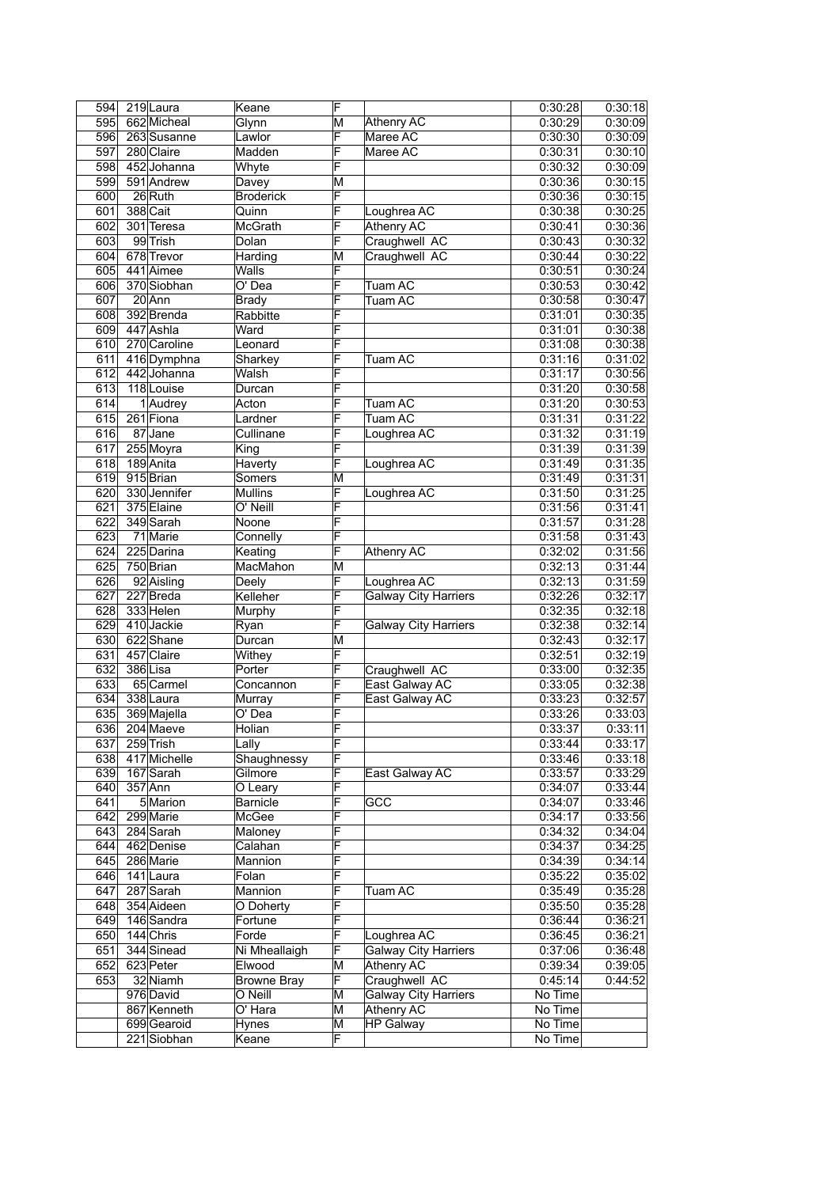| | | | | | | | |
|---|---|---|---|---|---|---|---|
| 594 | 219 | Laura | Keane | F | | 0:30:28 | 0:30:18 |
| 595 | 662 | Micheal | Glynn | M | Athenry AC | 0:30:29 | 0:30:09 |
| 596 | 263 | Susanne | Lawlor | F | Maree AC | 0:30:30 | 0:30:09 |
| 597 | 280 | Claire | Madden | F | Maree AC | 0:30:31 | 0:30:10 |
| 598 | 452 | Johanna | Whyte | F | | 0:30:32 | 0:30:09 |
| 599 | 591 | Andrew | Davey | M | | 0:30:36 | 0:30:15 |
| 600 | 26 | Ruth | Broderick | F | | 0:30:36 | 0:30:15 |
| 601 | 388 | Cait | Quinn | F | Loughrea AC | 0:30:38 | 0:30:25 |
| 602 | 301 | Teresa | McGrath | F | Athenry AC | 0:30:41 | 0:30:36 |
| 603 | 99 | Trish | Dolan | F | Craughwell AC | 0:30:43 | 0:30:32 |
| 604 | 678 | Trevor | Harding | M | Craughwell AC | 0:30:44 | 0:30:22 |
| 605 | 441 | Aimee | Walls | F | | 0:30:51 | 0:30:24 |
| 606 | 370 | Siobhan | O' Dea | F | Tuam AC | 0:30:53 | 0:30:42 |
| 607 | 20 | Ann | Brady | F | Tuam AC | 0:30:58 | 0:30:47 |
| 608 | 392 | Brenda | Rabbitte | F | | 0:31:01 | 0:30:35 |
| 609 | 447 | Ashla | Ward | F | | 0:31:01 | 0:30:38 |
| 610 | 270 | Caroline | Leonard | F | | 0:31:08 | 0:30:38 |
| 611 | 416 | Dymphna | Sharkey | F | Tuam AC | 0:31:16 | 0:31:02 |
| 612 | 442 | Johanna | Walsh | F | | 0:31:17 | 0:30:56 |
| 613 | 118 | Louise | Durcan | F | | 0:31:20 | 0:30:58 |
| 614 | 1 | Audrey | Acton | F | Tuam AC | 0:31:20 | 0:30:53 |
| 615 | 261 | Fiona | Lardner | F | Tuam AC | 0:31:31 | 0:31:22 |
| 616 | 87 | Jane | Cullinane | F | Loughrea AC | 0:31:32 | 0:31:19 |
| 617 | 255 | Moyra | King | F | | 0:31:39 | 0:31:39 |
| 618 | 189 | Anita | Haverty | F | Loughrea AC | 0:31:49 | 0:31:35 |
| 619 | 915 | Brian | Somers | M | | 0:31:49 | 0:31:31 |
| 620 | 330 | Jennifer | Mullins | F | Loughrea AC | 0:31:50 | 0:31:25 |
| 621 | 375 | Elaine | O' Neill | F | | 0:31:56 | 0:31:41 |
| 622 | 349 | Sarah | Noone | F | | 0:31:57 | 0:31:28 |
| 623 | 71 | Marie | Connelly | F | | 0:31:58 | 0:31:43 |
| 624 | 225 | Darina | Keating | F | Athenry AC | 0:32:02 | 0:31:56 |
| 625 | 750 | Brian | MacMahon | M | | 0:32:13 | 0:31:44 |
| 626 | 92 | Aisling | Deely | F | Loughrea AC | 0:32:13 | 0:31:59 |
| 627 | 227 | Breda | Kelleher | F | Galway City Harriers | 0:32:26 | 0:32:17 |
| 628 | 333 | Helen | Murphy | F | | 0:32:35 | 0:32:18 |
| 629 | 410 | Jackie | Ryan | F | Galway City Harriers | 0:32:38 | 0:32:14 |
| 630 | 622 | Shane | Durcan | M | | 0:32:43 | 0:32:17 |
| 631 | 457 | Claire | Withey | F | | 0:32:51 | 0:32:19 |
| 632 | 386 | Lisa | Porter | F | Craughwell AC | 0:33:00 | 0:32:35 |
| 633 | 65 | Carmel | Concannon | F | East Galway AC | 0:33:05 | 0:32:38 |
| 634 | 338 | Laura | Murray | F | East Galway AC | 0:33:23 | 0:32:57 |
| 635 | 369 | Majella | O' Dea | F | | 0:33:26 | 0:33:03 |
| 636 | 204 | Maeve | Holian | F | | 0:33:37 | 0:33:11 |
| 637 | 259 | Trish | Lally | F | | 0:33:44 | 0:33:17 |
| 638 | 417 | Michelle | Shaughnessy | F | | 0:33:46 | 0:33:18 |
| 639 | 167 | Sarah | Gilmore | F | East Galway AC | 0:33:57 | 0:33:29 |
| 640 | 357 | Ann | O Leary | F | | 0:34:07 | 0:33:44 |
| 641 | 5 | Marion | Barnicle | F | GCC | 0:34:07 | 0:33:46 |
| 642 | 299 | Marie | McGee | F | | 0:34:17 | 0:33:56 |
| 643 | 284 | Sarah | Maloney | F | | 0:34:32 | 0:34:04 |
| 644 | 462 | Denise | Calahan | F | | 0:34:37 | 0:34:25 |
| 645 | 286 | Marie | Mannion | F | | 0:34:39 | 0:34:14 |
| 646 | 141 | Laura | Folan | F | | 0:35:22 | 0:35:02 |
| 647 | 287 | Sarah | Mannion | F | Tuam AC | 0:35:49 | 0:35:28 |
| 648 | 354 | Aideen | O Doherty | F | | 0:35:50 | 0:35:28 |
| 649 | 146 | Sandra | Fortune | F | | 0:36:44 | 0:36:21 |
| 650 | 144 | Chris | Forde | F | Loughrea AC | 0:36:45 | 0:36:21 |
| 651 | 344 | Sinead | Ni Mheallaigh | F | Galway City Harriers | 0:37:06 | 0:36:48 |
| 652 | 623 | Peter | Elwood | M | Athenry AC | 0:39:34 | 0:39:05 |
| 653 | 32 | Niamh | Browne Bray | F | Craughwell AC | 0:45:14 | 0:44:52 |
| | 976 | David | O Neill | M | Galway City Harriers | No Time | |
| | 867 | Kenneth | O' Hara | M | Athenry AC | No Time | |
| | 699 | Gearoid | Hynes | M | HP Galway | No Time | |
| | 221 | Siobhan | Keane | F | | No Time | |